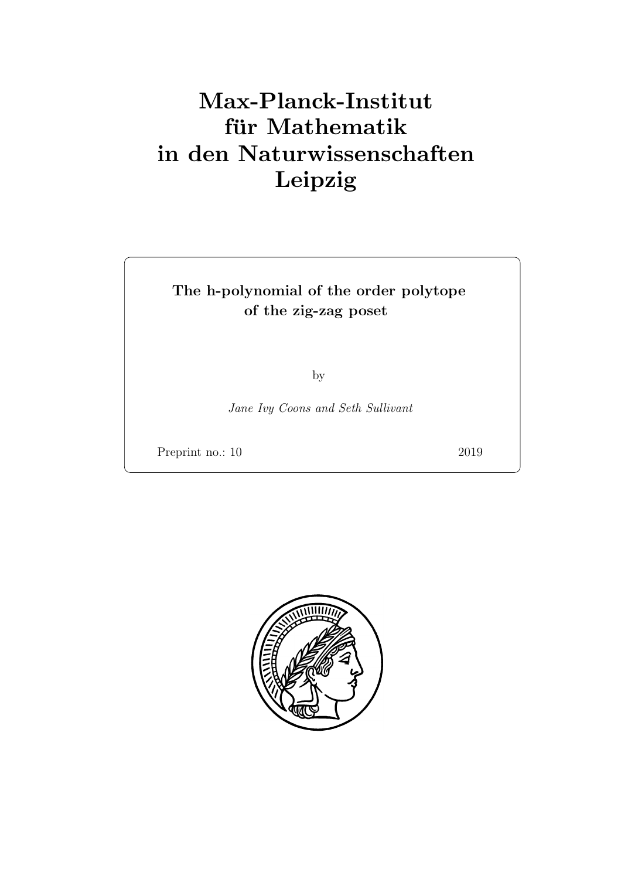# Max-Planck-Institut für Mathematik in den Naturwissenschaften Leipzig

**The h-polynomial of the order polytope of the zig-zag poset**

by

*Jane Ivy Coons and Seth Sullivant*

Preprint no.: 10 2019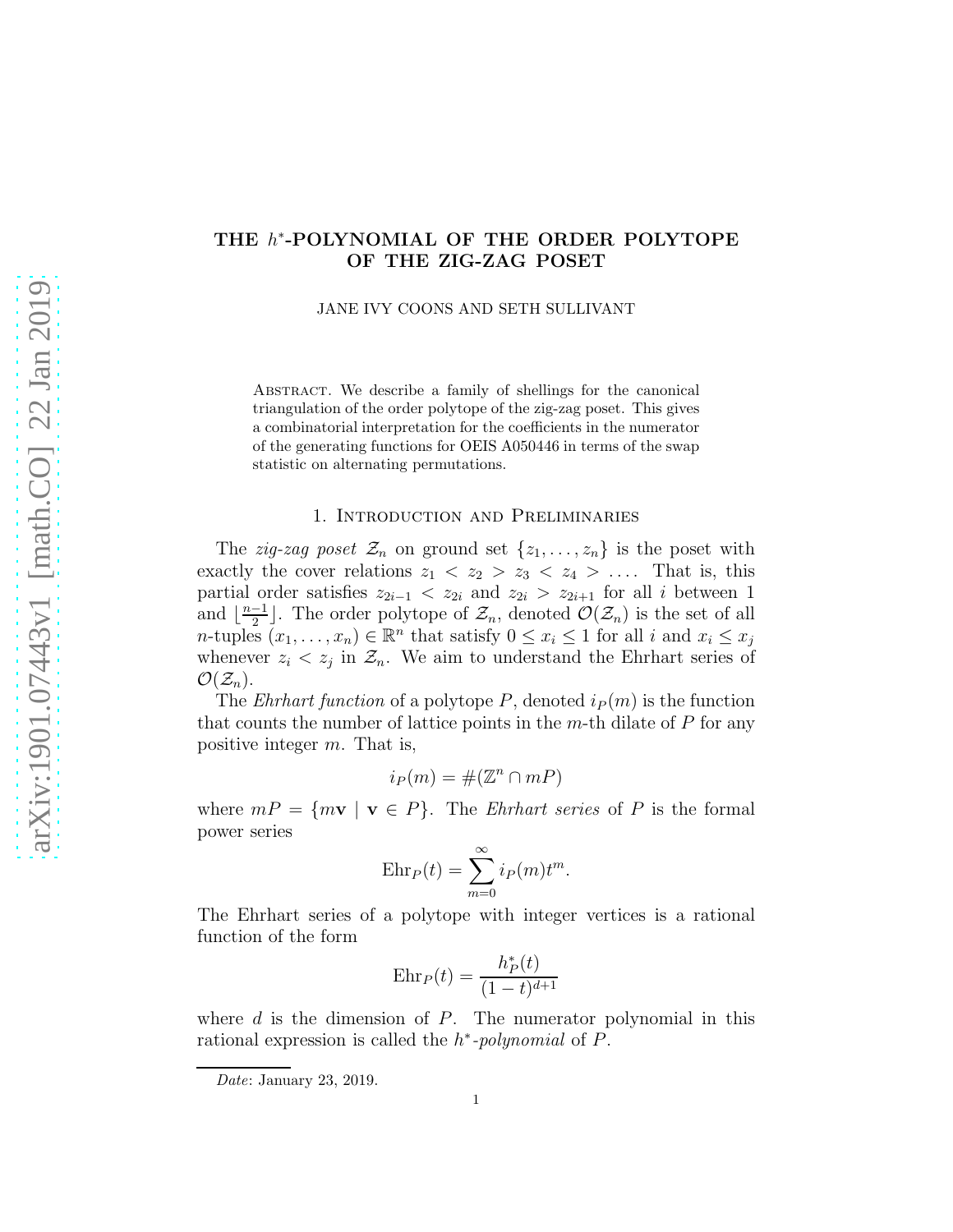# THE $h^*$-POLYNOMIAL OF THE ORDER POLYTOPE OF THE ZIG-ZAG POSET

JANE IVY COONS AND SETH SULLIVANT

Abstract. We describe a family of shellings for the canonical triangulation of the order polytope of the zig-zag poset. This gives a combinatorial interpretation for the coefficients in the numerator of the generating functions for OEIS A050446 in terms of the swap statistic on alternating permutations.

## 1. Introduction and Preliminaries

The *zig-zag poset* $\mathcal{Z}_n$ on ground set $\{z_1, \ldots, z_n\}$ is the poset with exactly the cover relations $z_1 < z_2 > z_3 < z_4 > \ldots$. That is, this partial order satisfies $z_{2i-1} < z_{2i}$ and $z_{2i} > z_{2i+1}$ for all $i$ between 1 and $\lfloor \frac{n-1}{2} \rfloor$. The order polytope of $\mathcal{Z}_n$, denoted $\mathcal{O}(\mathcal{Z}_n)$ is the set of all $n$-tuples $(x_1, \ldots, x_n) \in \mathbb{R}^n$ that satisfy $0 \leq x_i \leq 1$ for all $i$ and $x_i \leq x_j$ whenever $z_i < z_j$ in $\mathcal{Z}_n$. We aim to understand the Ehrhart series of $\mathcal{O}(\mathcal{Z}_n)$.

The *Ehrhart function* of a polytope $P$, denoted $i_P(m)$ is the function that counts the number of lattice points in the $m$-th dilate of $P$ for any positive integer $m$. That is,

$$i_P(m) = \#(\mathbb{Z}^n \cap mP)$$

where $mP = \{m\mathbf{v} \mid \mathbf{v} \in P\}$. The *Ehrhart series* of $P$ is the formal power series

$$\text{Ehr}_P(t) = \sum_{m=0}^{\infty} i_P(m) t^m.$$

The Ehrhart series of a polytope with integer vertices is a rational function of the form

$$\text{Ehr}_P(t) = \frac{h_P^*(t)}{(1-t)^{d+1}}$$

where $d$ is the dimension of $P$. The numerator polynomial in this rational expression is called the *$h^*$-polynomial* of $P$.

*Date*: January 23, 2019.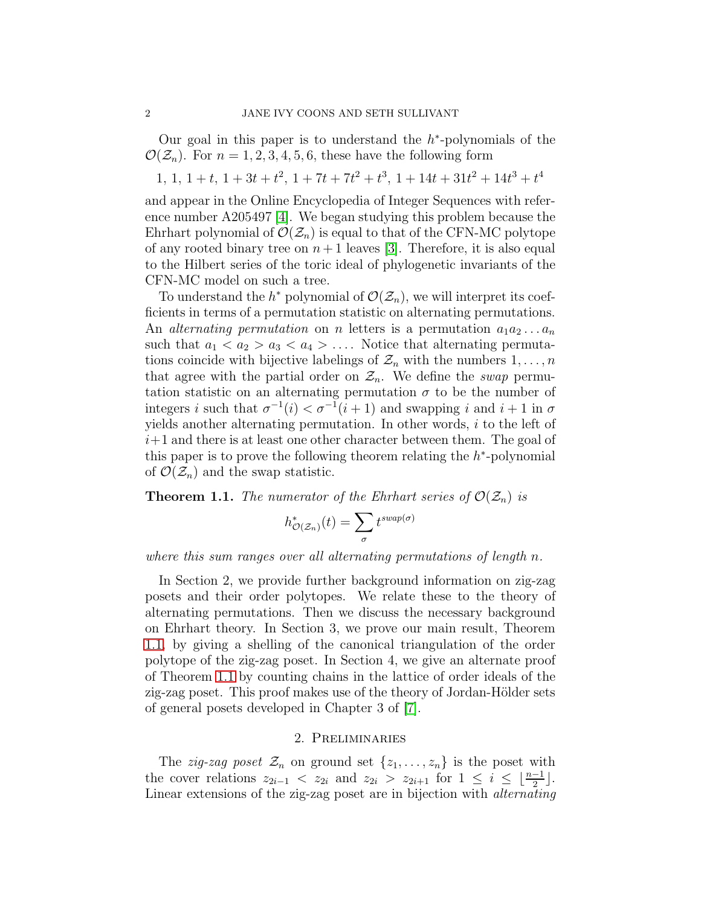Our goal in this paper is to understand the $h^*$-polynomials of the $\mathcal{O}(\mathcal{Z}_n)$. For $n = 1, 2, 3, 4, 5, 6$, these have the following form

$$1,\ 1,\ 1+t,\ 1+3t+t^2,\ 1+7t+7t^2+t^3,\ 1+14t+31t^2+14t^3+t^4$$

and appear in the Online Encyclopedia of Integer Sequences with reference number A205497 [4]. We began studying this problem because the Ehrhart polynomial of $\mathcal{O}(\mathcal{Z}_n)$ is equal to that of the CFN-MC polytope of any rooted binary tree on $n+1$ leaves [3]. Therefore, it is also equal to the Hilbert series of the toric ideal of phylogenetic invariants of the CFN-MC model on such a tree.

To understand the $h^*$ polynomial of $\mathcal{O}(\mathcal{Z}_n)$, we will interpret its coefficients in terms of a permutation statistic on alternating permutations. An *alternating permutation* on $n$ letters is a permutation $a_1 a_2 \dots a_n$ such that $a_1 < a_2 > a_3 < a_4 > \dots$. Notice that alternating permutations coincide with bijective labelings of $\mathcal{Z}_n$ with the numbers $1, \dots, n$ that agree with the partial order on $\mathcal{Z}_n$. We define the *swap* permutation statistic on an alternating permutation $\sigma$ to be the number of integers $i$ such that $\sigma^{-1}(i) < \sigma^{-1}(i+1)$ and swapping $i$ and $i+1$ in $\sigma$ yields another alternating permutation. In other words, $i$ to the left of $i+1$ and there is at least one other character between them. The goal of this paper is to prove the following theorem relating the $h^*$-polynomial of $\mathcal{O}(\mathcal{Z}_n)$ and the swap statistic.

**Theorem 1.1.** *The numerator of the Ehrhart series of $\mathcal{O}(\mathcal{Z}_n)$ is*

$$h^*_{\mathcal{O}(\mathcal{Z}_n)}(t) = \sum_{\sigma} t^{swap(\sigma)}$$

*where this sum ranges over all alternating permutations of length $n$.*

In Section 2, we provide further background information on zig-zag posets and their order polytopes. We relate these to the theory of alternating permutations. Then we discuss the necessary background on Ehrhart theory. In Section 3, we prove our main result, Theorem 1.1, by giving a shelling of the canonical triangulation of the order polytope of the zig-zag poset. In Section 4, we give an alternate proof of Theorem 1.1 by counting chains in the lattice of order ideals of the zig-zag poset. This proof makes use of the theory of Jordan-Hölder sets of general posets developed in Chapter 3 of [7].

## 2. Preliminaries

The *zig-zag poset* $\mathcal{Z}_n$ on ground set $\{z_1, \dots, z_n\}$ is the poset with the cover relations $z_{2i-1} < z_{2i}$ and $z_{2i} > z_{2i+1}$ for $1 \leq i \leq \lfloor \frac{n-1}{2} \rfloor$. Linear extensions of the zig-zag poset are in bijection with *alternating*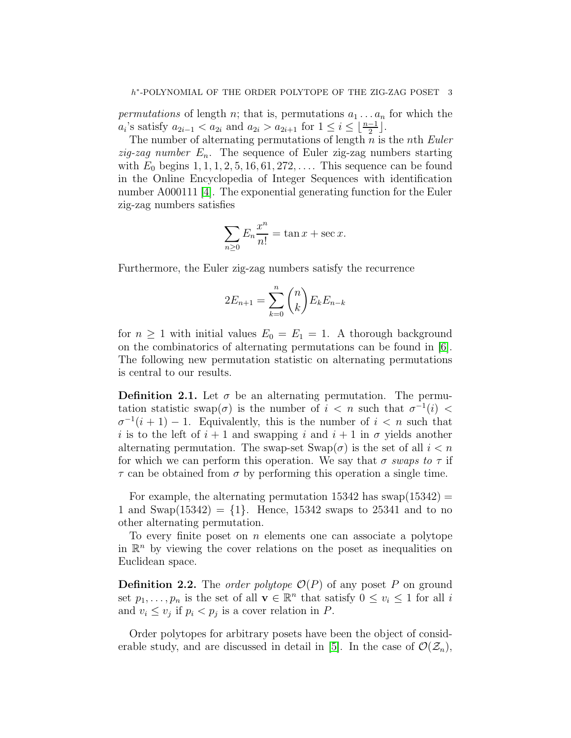*permutations* of length $n$; that is, permutations $a_1 \dots a_n$ for which the $a_i$'s satisfy $a_{2i-1} < a_{2i}$ and $a_{2i} > a_{2i+1}$ for $1 \leq i \leq \lfloor \frac{n-1}{2} \rfloor$.

The number of alternating permutations of length $n$ is the $n$th *Euler zig-zag number* $E_n$. The sequence of Euler zig-zag numbers starting with $E_0$ begins $1, 1, 1, 2, 5, 16, 61, 272, \dots$. This sequence can be found in the Online Encyclopedia of Integer Sequences with identification number A000111 [4]. The exponential generating function for the Euler zig-zag numbers satisfies

$$\sum_{n \geq 0} E_n \frac{x^n}{n!} = \tan x + \sec x.$$

Furthermore, the Euler zig-zag numbers satisfy the recurrence

$$2E_{n+1} = \sum_{k=0}^{n} \binom{n}{k} E_k E_{n-k}$$

for $n \geq 1$ with initial values $E_0 = E_1 = 1$. A thorough background on the combinatorics of alternating permutations can be found in [6]. The following new permutation statistic on alternating permutations is central to our results.

**Definition 2.1.** Let $\sigma$ be an alternating permutation. The permutation statistic $\text{swap}(\sigma)$ is the number of $i < n$ such that $\sigma^{-1}(i) < \sigma^{-1}(i+1) - 1$. Equivalently, this is the number of $i < n$ such that $i$ is to the left of $i+1$ and swapping $i$ and $i+1$ in $\sigma$ yields another alternating permutation. The swap-set $\text{Swap}(\sigma)$ is the set of all $i < n$ for which we can perform this operation. We say that $\sigma$ *swaps to* $\tau$ if $\tau$ can be obtained from $\sigma$ by performing this operation a single time.

For example, the alternating permutation 15342 has $\text{swap}(15342) = 1$ and $\text{Swap}(15342) = \{1\}$. Hence, 15342 swaps to 25341 and to no other alternating permutation.

To every finite poset on $n$ elements one can associate a polytope in $\mathbb{R}^n$ by viewing the cover relations on the poset as inequalities on Euclidean space.

**Definition 2.2.** The *order polytope* $\mathcal{O}(P)$ of any poset $P$ on ground set $p_1, \dots, p_n$ is the set of all $\mathbf{v} \in \mathbb{R}^n$ that satisfy $0 \leq v_i \leq 1$ for all $i$ and $v_i \leq v_j$ if $p_i < p_j$ is a cover relation in $P$.

Order polytopes for arbitrary posets have been the object of considerable study, and are discussed in detail in [5]. In the case of $\mathcal{O}(\mathcal{Z}_n)$,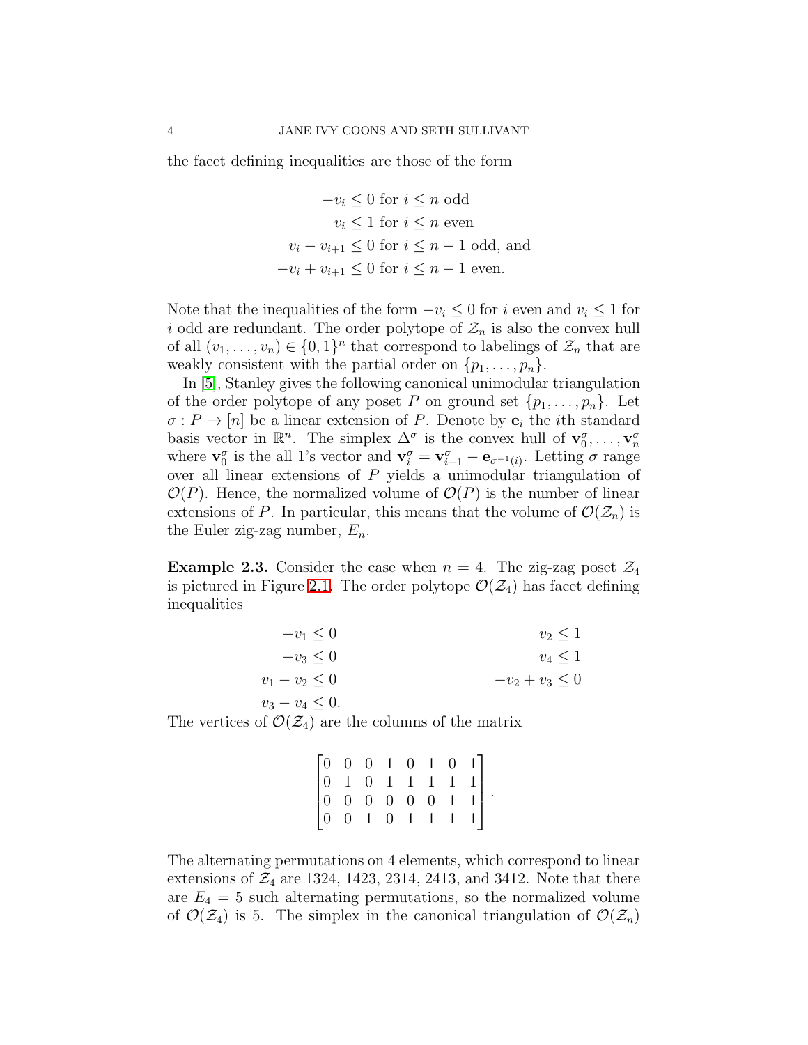the facet defining inequalities are those of the form

$$
\begin{aligned}
-v_i &\leq 0 \text{ for } i \leq n \text{ odd} \\
v_i &\leq 1 \text{ for } i \leq n \text{ even} \\
v_i - v_{i+1} &\leq 0 \text{ for } i \leq n-1 \text{ odd, and} \\
-v_i + v_{i+1} &\leq 0 \text{ for } i \leq n-1 \text{ even.}
\end{aligned}
$$

Note that the inequalities of the form $-v_i \leq 0$ for $i$ even and $v_i \leq 1$ for $i$ odd are redundant. The order polytope of $\mathcal{Z}_n$ is also the convex hull of all $(v_1, \ldots, v_n) \in \{0,1\}^n$ that correspond to labelings of $\mathcal{Z}_n$ that are weakly consistent with the partial order on $\{p_1, \ldots, p_n\}$.

In [5], Stanley gives the following canonical unimodular triangulation of the order polytope of any poset $P$ on ground set $\{p_1, \ldots, p_n\}$. Let $\sigma : P \to [n]$ be a linear extension of $P$. Denote by $\mathbf{e}_i$ the $i$th standard basis vector in $\mathbb{R}^n$. The simplex $\Delta^\sigma$ is the convex hull of $\mathbf{v}_0^\sigma, \ldots, \mathbf{v}_n^\sigma$ where $\mathbf{v}_0^\sigma$ is the all 1's vector and $\mathbf{v}_i^\sigma = \mathbf{v}_{i-1}^\sigma - \mathbf{e}_{\sigma^{-1}(i)}$. Letting $\sigma$ range over all linear extensions of $P$ yields a unimodular triangulation of $\mathcal{O}(P)$. Hence, the normalized volume of $\mathcal{O}(P)$ is the number of linear extensions of $P$. In particular, this means that the volume of $\mathcal{O}(\mathcal{Z}_n)$ is the Euler zig-zag number, $E_n$.

**Example 2.3.** Consider the case when $n = 4$. The zig-zag poset $\mathcal{Z}_4$ is pictured in Figure 2.1. The order polytope $\mathcal{O}(\mathcal{Z}_4)$ has facet defining inequalities

$$
\begin{aligned}
-v_1 &\leq 0 & v_2 &\leq 1 \\
-v_3 &\leq 0 & v_4 &\leq 1 \\
v_1 - v_2 &\leq 0 & -v_2 + v_3 &\leq 0 \\
v_3 - v_4 &\leq 0.
\end{aligned}
$$

The vertices of $\mathcal{O}(\mathcal{Z}_4)$ are the columns of the matrix

$$
\begin{bmatrix}
0 & 0 & 0 & 1 & 0 & 1 & 0 & 1 \\
0 & 1 & 0 & 1 & 1 & 1 & 1 & 1 \\
0 & 0 & 0 & 0 & 0 & 0 & 1 & 1 \\
0 & 0 & 1 & 0 & 1 & 1 & 1 & 1
\end{bmatrix}.
$$

The alternating permutations on 4 elements, which correspond to linear extensions of $\mathcal{Z}_4$ are 1324, 1423, 2314, 2413, and 3412. Note that there are $E_4 = 5$ such alternating permutations, so the normalized volume of $\mathcal{O}(\mathcal{Z}_4)$ is 5. The simplex in the canonical triangulation of $\mathcal{O}(\mathcal{Z}_n)$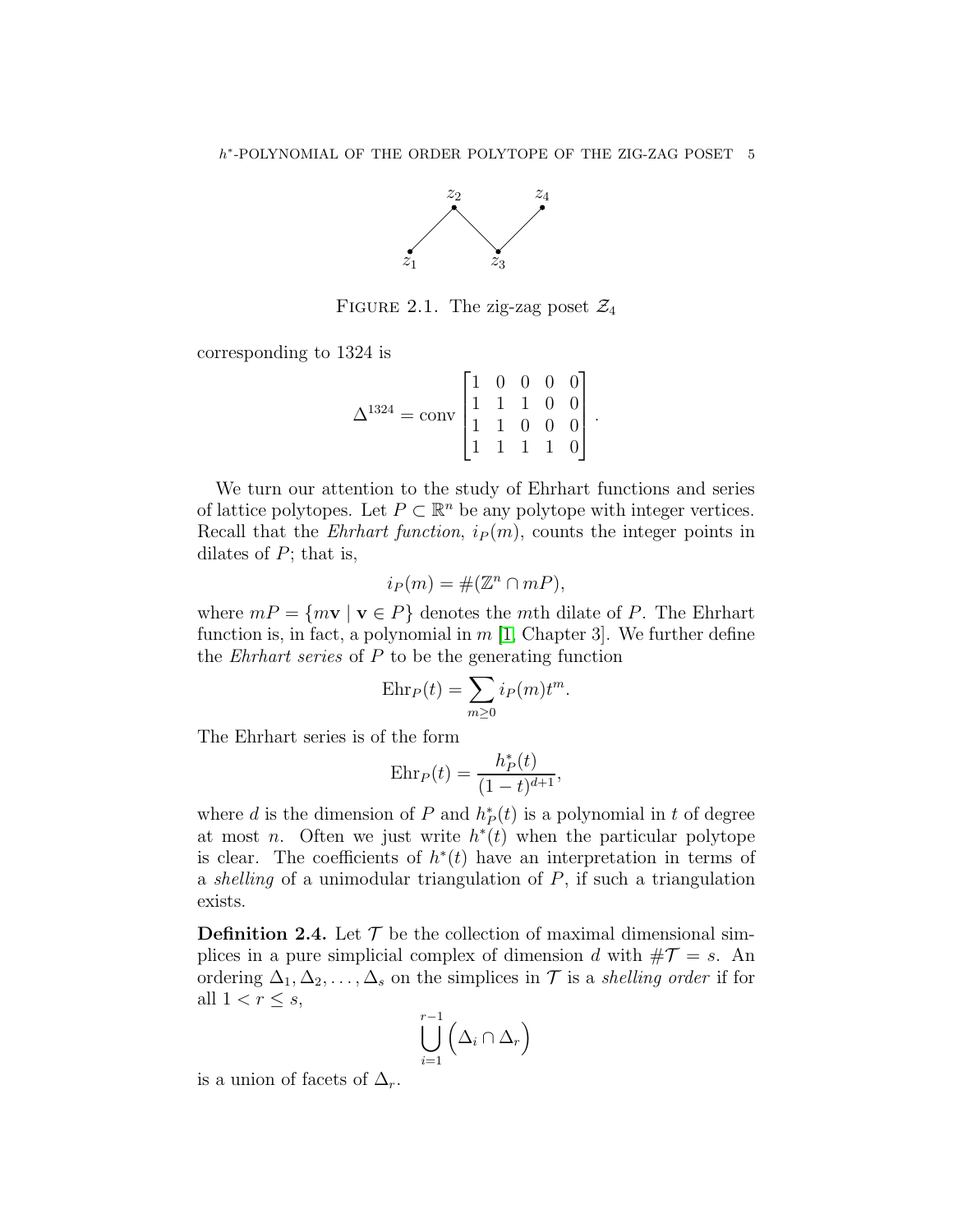FIGURE 2.1. The zig-zag poset $\mathcal{Z}_4$

corresponding to 1324 is

$$\Delta^{1324} = \text{conv} \begin{bmatrix} 1 & 0 & 0 & 0 & 0 \\ 1 & 1 & 1 & 0 & 0 \\ 1 & 1 & 0 & 0 & 0 \\ 1 & 1 & 1 & 1 & 0 \end{bmatrix}.$$

We turn our attention to the study of Ehrhart functions and series of lattice polytopes. Let $P \subset \mathbb{R}^n$ be any polytope with integer vertices. Recall that the *Ehrhart function*, $i_P(m)$, counts the integer points in dilates of $P$; that is,

$$i_P(m) = \#(\mathbb{Z}^n \cap mP),$$

where $mP = \{m\mathbf{v} \mid \mathbf{v} \in P\}$ denotes the $m$th dilate of $P$. The Ehrhart function is, in fact, a polynomial in $m$ [1, Chapter 3]. We further define the *Ehrhart series* of $P$ to be the generating function

$$\text{Ehr}_P(t) = \sum_{m \geq 0} i_P(m) t^m.$$

The Ehrhart series is of the form

$$\text{Ehr}_P(t) = \frac{h^*_P(t)}{(1-t)^{d+1}},$$

where $d$ is the dimension of $P$ and $h^*_P(t)$ is a polynomial in $t$ of degree at most $n$. Often we just write $h^*(t)$ when the particular polytope is clear. The coefficients of $h^*(t)$ have an interpretation in terms of a *shelling* of a unimodular triangulation of $P$, if such a triangulation exists.

**Definition 2.4.** Let $\mathcal{T}$ be the collection of maximal dimensional simplices in a pure simplicial complex of dimension $d$ with $\#\mathcal{T} = s$. An ordering $\Delta_1, \Delta_2, \ldots, \Delta_s$ on the simplices in $\mathcal{T}$ is a *shelling order* if for all $1 < r \leq s$,

$$\bigcup_{i=1}^{r-1} \Big( \Delta_i \cap \Delta_r \Big)$$

is a union of facets of $\Delta_r$.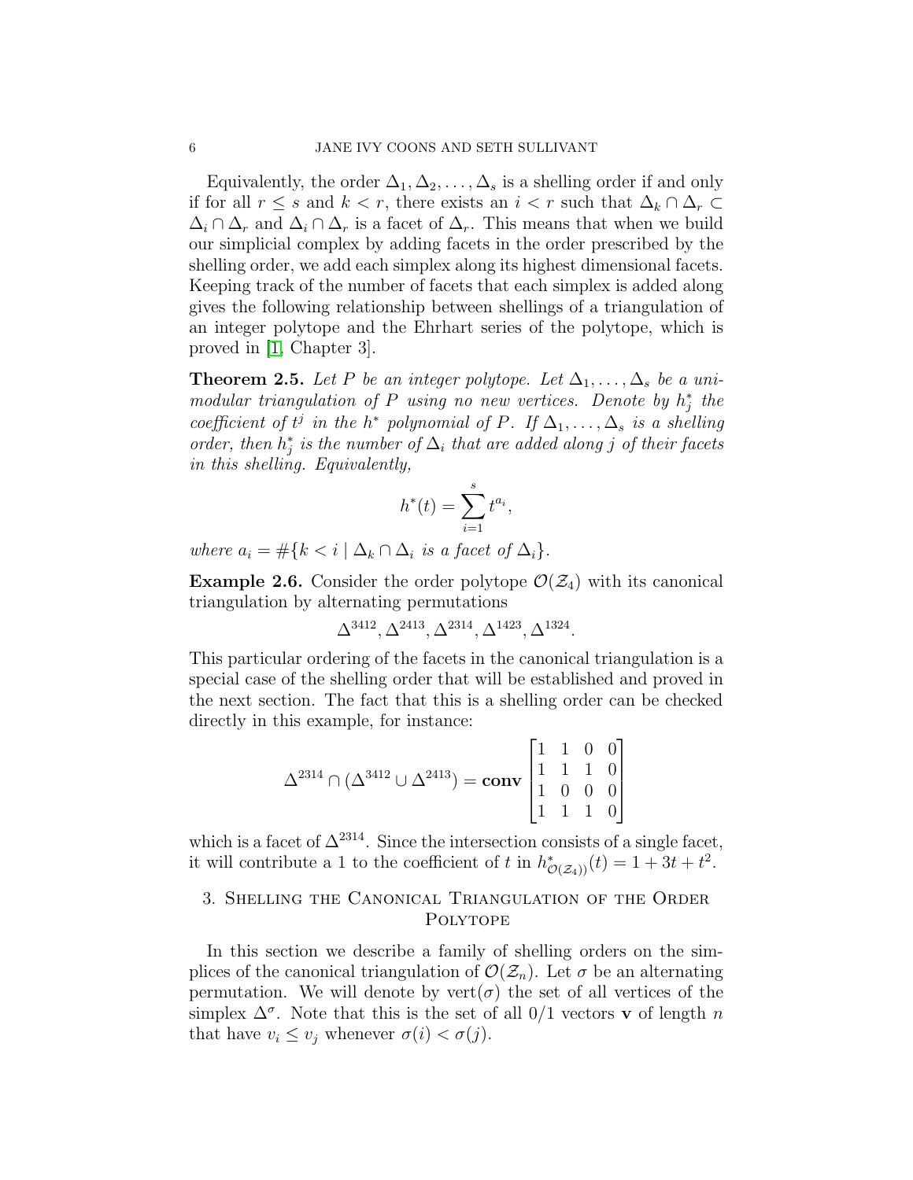Equivalently, the order $\Delta_1, \Delta_2, \ldots, \Delta_s$ is a shelling order if and only if for all $r \leq s$ and $k < r$, there exists an $i < r$ such that $\Delta_k \cap \Delta_r \subset \Delta_i \cap \Delta_r$ and $\Delta_i \cap \Delta_r$ is a facet of $\Delta_r$. This means that when we build our simplicial complex by adding facets in the order prescribed by the shelling order, we add each simplex along its highest dimensional facets. Keeping track of the number of facets that each simplex is added along gives the following relationship between shellings of a triangulation of an integer polytope and the Ehrhart series of the polytope, which is proved in [1, Chapter 3].

**Theorem 2.5.** *Let $P$ be an integer polytope. Let $\Delta_1, \ldots, \Delta_s$ be a unimodular triangulation of $P$ using no new vertices. Denote by $h_j^*$ the coefficient of $t^j$ in the $h^*$ polynomial of $P$. If $\Delta_1, \ldots, \Delta_s$ is a shelling order, then $h_j^*$ is the number of $\Delta_i$ that are added along $j$ of their facets in this shelling. Equivalently,*

$$h^*(t) = \sum_{i=1}^{s} t^{a_i},$$

*where $a_i = \#\{k < i \mid \Delta_k \cap \Delta_i \text{ is a facet of } \Delta_i\}$.*

**Example 2.6.** Consider the order polytope $\mathcal{O}(\mathcal{Z}_4)$ with its canonical triangulation by alternating permutations

$$\Delta^{3412}, \Delta^{2413}, \Delta^{2314}, \Delta^{1423}, \Delta^{1324}.$$

This particular ordering of the facets in the canonical triangulation is a special case of the shelling order that will be established and proved in the next section. The fact that this is a shelling order can be checked directly in this example, for instance:

$$\Delta^{2314} \cap (\Delta^{3412} \cup \Delta^{2413}) = \textbf{conv} \begin{bmatrix} 1 & 1 & 0 & 0 \\ 1 & 1 & 1 & 0 \\ 1 & 0 & 0 & 0 \\ 1 & 1 & 1 & 0 \end{bmatrix}$$

which is a facet of $\Delta^{2314}$. Since the intersection consists of a single facet, it will contribute a 1 to the coefficient of $t$ in $h^*_{\mathcal{O}(\mathcal{Z}_4))}(t) = 1 + 3t + t^2$.

## 3. Shelling the Canonical Triangulation of the Order Polytope

In this section we describe a family of shelling orders on the simplices of the canonical triangulation of $\mathcal{O}(\mathcal{Z}_n)$. Let $\sigma$ be an alternating permutation. We will denote by $\text{vert}(\sigma)$ the set of all vertices of the simplex $\Delta^\sigma$. Note that this is the set of all $0/1$ vectors $\mathbf{v}$ of length $n$ that have $v_i \leq v_j$ whenever $\sigma(i) < \sigma(j)$.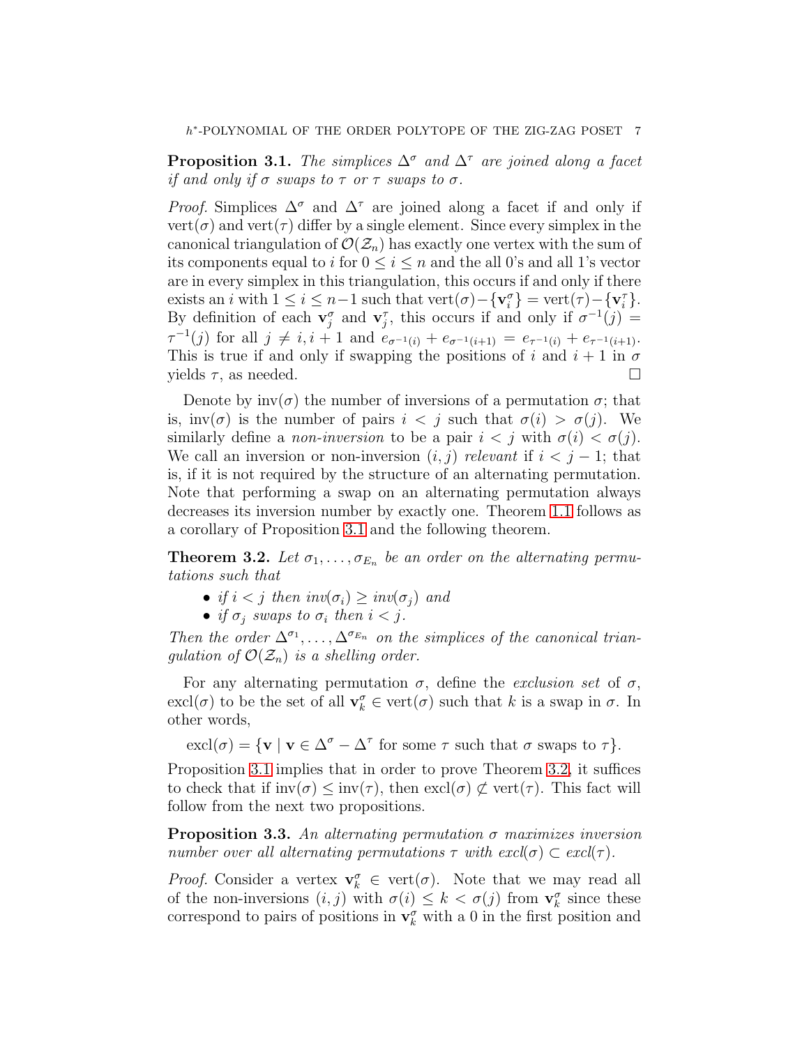**Proposition 3.1.** *The simplices $\Delta^\sigma$ and $\Delta^\tau$ are joined along a facet if and only if $\sigma$ swaps to $\tau$ or $\tau$ swaps to $\sigma$.*

*Proof.* Simplices $\Delta^\sigma$ and $\Delta^\tau$ are joined along a facet if and only if $\mathrm{vert}(\sigma)$ and $\mathrm{vert}(\tau)$ differ by a single element. Since every simplex in the canonical triangulation of $\mathcal{O}(\mathcal{Z}_n)$ has exactly one vertex with the sum of its components equal to $i$ for $0 \leq i \leq n$ and the all 0's and all 1's vector are in every simplex in this triangulation, this occurs if and only if there exists an $i$ with $1 \leq i \leq n-1$ such that $\mathrm{vert}(\sigma) - \{\mathbf{v}_i^\sigma\} = \mathrm{vert}(\tau) - \{\mathbf{v}_i^\tau\}$. By definition of each $\mathbf{v}_j^\sigma$ and $\mathbf{v}_j^\tau$, this occurs if and only if $\sigma^{-1}(j) = \tau^{-1}(j)$ for all $j \neq i, i+1$ and $e_{\sigma^{-1}(i)} + e_{\sigma^{-1}(i+1)} = e_{\tau^{-1}(i)} + e_{\tau^{-1}(i+1)}$. This is true if and only if swapping the positions of $i$ and $i+1$ in $\sigma$ yields $\tau$, as needed. $\square$

Denote by $\mathrm{inv}(\sigma)$ the number of inversions of a permutation $\sigma$; that is, $\mathrm{inv}(\sigma)$ is the number of pairs $i < j$ such that $\sigma(i) > \sigma(j)$. We similarly define a *non-inversion* to be a pair $i < j$ with $\sigma(i) < \sigma(j)$. We call an inversion or non-inversion $(i, j)$ *relevant* if $i < j - 1$; that is, if it is not required by the structure of an alternating permutation. Note that performing a swap on an alternating permutation always decreases its inversion number by exactly one. Theorem 1.1 follows as a corollary of Proposition 3.1 and the following theorem.

**Theorem 3.2.** *Let $\sigma_1, \ldots, \sigma_{E_n}$ be an order on the alternating permutations such that*

- *if $i < j$ then $\mathrm{inv}(\sigma_i) \geq \mathrm{inv}(\sigma_j)$ and*
- *if $\sigma_j$ swaps to $\sigma_i$ then $i < j$.*

*Then the order $\Delta^{\sigma_1}, \ldots, \Delta^{\sigma_{E_n}}$ on the simplices of the canonical triangulation of $\mathcal{O}(\mathcal{Z}_n)$ is a shelling order.*

For any alternating permutation $\sigma$, define the *exclusion set* of $\sigma$, $\mathrm{excl}(\sigma)$ to be the set of all $\mathbf{v}_k^\sigma \in \mathrm{vert}(\sigma)$ such that $k$ is a swap in $\sigma$. In other words,

$$\mathrm{excl}(\sigma) = \{\mathbf{v} \mid \mathbf{v} \in \Delta^\sigma - \Delta^\tau \text{ for some } \tau \text{ such that } \sigma \text{ swaps to } \tau\}.$$

Proposition 3.1 implies that in order to prove Theorem 3.2, it suffices to check that if $\mathrm{inv}(\sigma) \leq \mathrm{inv}(\tau)$, then $\mathrm{excl}(\sigma) \not\subset \mathrm{vert}(\tau)$. This fact will follow from the next two propositions.

**Proposition 3.3.** *An alternating permutation $\sigma$ maximizes inversion number over all alternating permutations $\tau$ with $\mathrm{excl}(\sigma) \subset \mathrm{excl}(\tau)$.*

*Proof.* Consider a vertex $\mathbf{v}_k^\sigma \in \mathrm{vert}(\sigma)$. Note that we may read all of the non-inversions $(i, j)$ with $\sigma(i) \leq k < \sigma(j)$ from $\mathbf{v}_k^\sigma$ since these correspond to pairs of positions in $\mathbf{v}_k^\sigma$ with a 0 in the first position and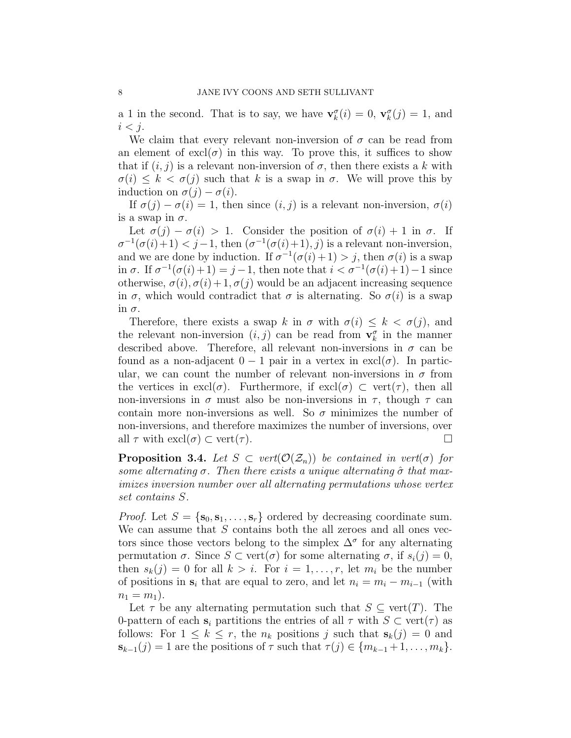a 1 in the second. That is to say, we have $\mathbf{v}_k^\sigma(i) = 0$, $\mathbf{v}_k^\sigma(j) = 1$, and $i < j$.

We claim that every relevant non-inversion of $\sigma$ can be read from an element of $\text{excl}(\sigma)$ in this way. To prove this, it suffices to show that if $(i, j)$ is a relevant non-inversion of $\sigma$, then there exists a $k$ with $\sigma(i) \leq k < \sigma(j)$ such that $k$ is a swap in $\sigma$. We will prove this by induction on $\sigma(j) - \sigma(i)$.

If $\sigma(j) - \sigma(i) = 1$, then since $(i, j)$ is a relevant non-inversion, $\sigma(i)$ is a swap in $\sigma$.

Let $\sigma(j) - \sigma(i) > 1$. Consider the position of $\sigma(i) + 1$ in $\sigma$. If $\sigma^{-1}(\sigma(i)+1) < j-1$, then $(\sigma^{-1}(\sigma(i)+1), j)$ is a relevant non-inversion, and we are done by induction. If $\sigma^{-1}(\sigma(i)+1) > j$, then $\sigma(i)$ is a swap in $\sigma$. If $\sigma^{-1}(\sigma(i)+1) = j-1$, then note that $i < \sigma^{-1}(\sigma(i)+1)-1$ since otherwise, $\sigma(i), \sigma(i)+1, \sigma(j)$ would be an adjacent increasing sequence in $\sigma$, which would contradict that $\sigma$ is alternating. So $\sigma(i)$ is a swap in $\sigma$.

Therefore, there exists a swap $k$ in $\sigma$ with $\sigma(i) \leq k < \sigma(j)$, and the relevant non-inversion $(i, j)$ can be read from $\mathbf{v}_k^\sigma$ in the manner described above. Therefore, all relevant non-inversions in $\sigma$ can be found as a non-adjacent $0-1$ pair in a vertex in $\text{excl}(\sigma)$. In particular, we can count the number of relevant non-inversions in $\sigma$ from the vertices in $\text{excl}(\sigma)$. Furthermore, if $\text{excl}(\sigma) \subset \text{vert}(\tau)$, then all non-inversions in $\sigma$ must also be non-inversions in $\tau$, though $\tau$ can contain more non-inversions as well. So $\sigma$ minimizes the number of non-inversions, and therefore maximizes the number of inversions, over all $\tau$ with $\text{excl}(\sigma) \subset \text{vert}(\tau)$. $\square$

**Proposition 3.4.** *Let $S \subset$ vert$(\mathcal{O}(\mathcal{Z}_n))$ be contained in vert$(\sigma)$ for some alternating $\sigma$. Then there exists a unique alternating $\hat{\sigma}$ that maximizes inversion number over all alternating permutations whose vertex set contains $S$.*

*Proof.* Let $S = \{\mathbf{s}_0, \mathbf{s}_1, \ldots, \mathbf{s}_r\}$ ordered by decreasing coordinate sum. We can assume that $S$ contains both the all zeroes and all ones vectors since those vectors belong to the simplex $\Delta^\sigma$ for any alternating permutation $\sigma$. Since $S \subset \text{vert}(\sigma)$ for some alternating $\sigma$, if $s_i(j) = 0$, then $s_k(j) = 0$ for all $k > i$. For $i = 1, \ldots, r$, let $m_i$ be the number of positions in $\mathbf{s}_i$ that are equal to zero, and let $n_i = m_i - m_{i-1}$ (with $n_1 = m_1$).

Let $\tau$ be any alternating permutation such that $S \subseteq \text{vert}(T)$. The 0-pattern of each $\mathbf{s}_i$ partitions the entries of all $\tau$ with $S \subset \text{vert}(\tau)$ as follows: For $1 \leq k \leq r$, the $n_k$ positions $j$ such that $\mathbf{s}_k(j) = 0$ and $\mathbf{s}_{k-1}(j) = 1$ are the positions of $\tau$ such that $\tau(j) \in \{m_{k-1}+1, \ldots, m_k\}$.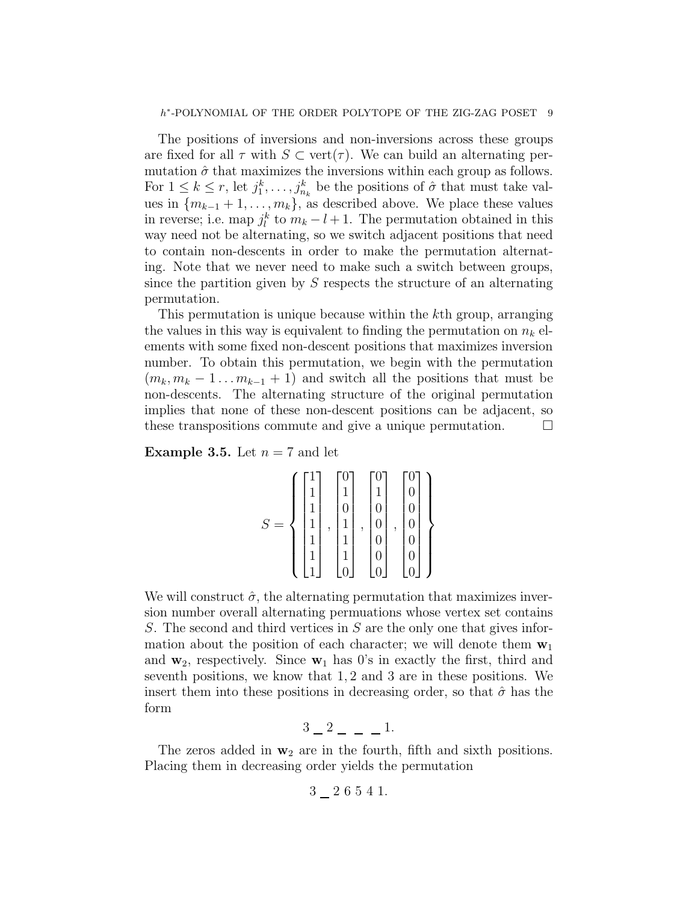The positions of inversions and non-inversions across these groups are fixed for all $\tau$ with $S \subset \text{vert}(\tau)$. We can build an alternating permutation $\hat{\sigma}$ that maximizes the inversions within each group as follows. For $1 \leq k \leq r$, let $j_1^k, \ldots, j_{n_k}^k$ be the positions of $\hat{\sigma}$ that must take values in $\{m_{k-1}+1, \ldots, m_k\}$, as described above. We place these values in reverse; i.e. map $j_l^k$ to $m_k - l + 1$. The permutation obtained in this way need not be alternating, so we switch adjacent positions that need to contain non-descents in order to make the permutation alternating. Note that we never need to make such a switch between groups, since the partition given by $S$ respects the structure of an alternating permutation.

This permutation is unique because within the $k$th group, arranging the values in this way is equivalent to finding the permutation on $n_k$ elements with some fixed non-descent positions that maximizes inversion number. To obtain this permutation, we begin with the permutation $(m_k, m_k - 1 \ldots m_{k-1} + 1)$ and switch all the positions that must be non-descents. The alternating structure of the original permutation implies that none of these non-descent positions can be adjacent, so these transpositions commute and give a unique permutation. $\square$

**Example 3.5.** Let $n = 7$ and let

$$S = \left\{ \begin{bmatrix} 1 \\ 1 \\ 1 \\ 1 \\ 1 \\ 1 \\ 1 \end{bmatrix}, \begin{bmatrix} 0 \\ 1 \\ 0 \\ 1 \\ 1 \\ 1 \\ 0 \end{bmatrix}, \begin{bmatrix} 0 \\ 1 \\ 0 \\ 0 \\ 0 \\ 0 \\ 0 \end{bmatrix}, \begin{bmatrix} 0 \\ 0 \\ 0 \\ 0 \\ 0 \\ 0 \\ 0 \end{bmatrix} \right\}$$

We will construct $\hat{\sigma}$, the alternating permutation that maximizes inversion number overall alternating permuations whose vertex set contains $S$. The second and third vertices in $S$ are the only one that gives information about the position of each character; we will denote them $\mathbf{w}_1$ and $\mathbf{w}_2$, respectively. Since $\mathbf{w}_1$ has 0's in exactly the first, third and seventh positions, we know that $1, 2$ and $3$ are in these positions. We insert them into these positions in decreasing order, so that $\hat{\sigma}$ has the form

$$3 \_ 2 \_ \_ \_ 1.$$

The zeros added in $\mathbf{w}_2$ are in the fourth, fifth and sixth positions. Placing them in decreasing order yields the permutation

$$3 \_ 2\ 6\ 5\ 4\ 1.$$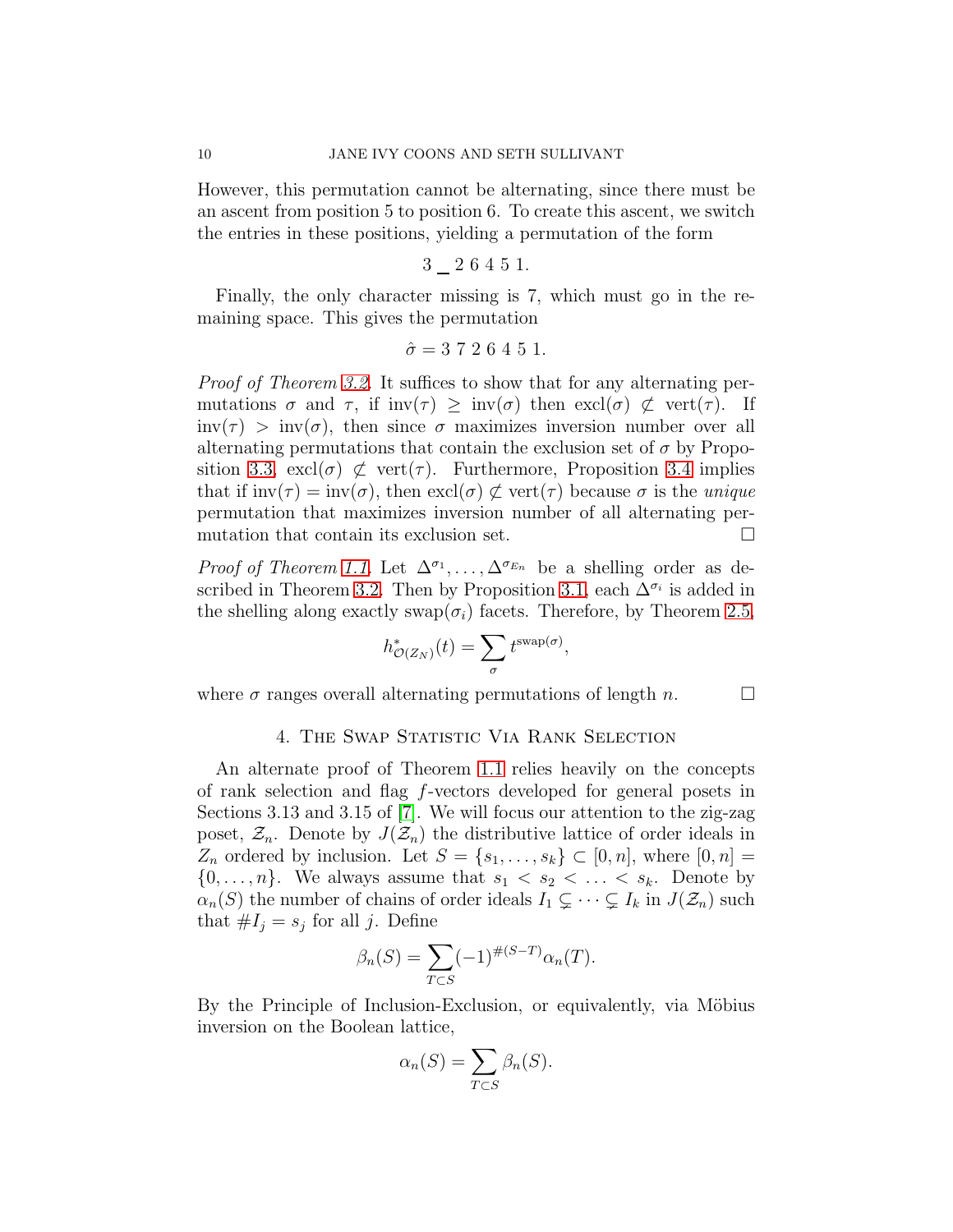However, this permutation cannot be alternating, since there must be an ascent from position 5 to position 6. To create this ascent, we switch the entries in these positions, yielding a permutation of the form

$$3 \,\_\, 2\ 6\ 4\ 5\ 1.$$

Finally, the only character missing is 7, which must go in the remaining space. This gives the permutation

$$\hat{\sigma} = 3\ 7\ 2\ 6\ 4\ 5\ 1.$$

*Proof of Theorem 3.2.* It suffices to show that for any alternating permutations $\sigma$ and $\tau$, if $\mathrm{inv}(\tau) \geq \mathrm{inv}(\sigma)$ then $\mathrm{excl}(\sigma) \not\subset \mathrm{vert}(\tau)$. If $\mathrm{inv}(\tau) > \mathrm{inv}(\sigma)$, then since $\sigma$ maximizes inversion number over all alternating permutations that contain the exclusion set of $\sigma$ by Proposition 3.3, $\mathrm{excl}(\sigma) \not\subset \mathrm{vert}(\tau)$. Furthermore, Proposition 3.4 implies that if $\mathrm{inv}(\tau) = \mathrm{inv}(\sigma)$, then $\mathrm{excl}(\sigma) \not\subset \mathrm{vert}(\tau)$ because $\sigma$ is the *unique* permutation that maximizes inversion number of all alternating permutation that contain its exclusion set. □

*Proof of Theorem 1.1.* Let $\Delta^{\sigma_1}, \ldots, \Delta^{\sigma_{E_n}}$ be a shelling order as described in Theorem 3.2. Then by Proposition 3.1, each $\Delta^{\sigma_i}$ is added in the shelling along exactly $\mathrm{swap}(\sigma_i)$ facets. Therefore, by Theorem 2.5,

$$h^*_{\mathcal{O}(Z_N)}(t) = \sum_{\sigma} t^{\mathrm{swap}(\sigma)},$$

where $\sigma$ ranges overall alternating permutations of length $n$. □

## 4. The Swap Statistic Via Rank Selection

An alternate proof of Theorem 1.1 relies heavily on the concepts of rank selection and flag $f$-vectors developed for general posets in Sections 3.13 and 3.15 of [7]. We will focus our attention to the zig-zag poset, $\mathcal{Z}_n$. Denote by $J(\mathcal{Z}_n)$ the distributive lattice of order ideals in $Z_n$ ordered by inclusion. Let $S = \{s_1, \ldots, s_k\} \subset [0, n]$, where $[0, n] = \{0, \ldots, n\}$. We always assume that $s_1 < s_2 < \ldots < s_k$. Denote by $\alpha_n(S)$ the number of chains of order ideals $I_1 \subsetneq \cdots \subsetneq I_k$ in $J(\mathcal{Z}_n)$ such that $\#I_j = s_j$ for all $j$. Define

$$\beta_n(S) = \sum_{T \subset S} (-1)^{\#(S-T)} \alpha_n(T).$$

By the Principle of Inclusion-Exclusion, or equivalently, via Möbius inversion on the Boolean lattice,

$$\alpha_n(S) = \sum_{T \subset S} \beta_n(S).$$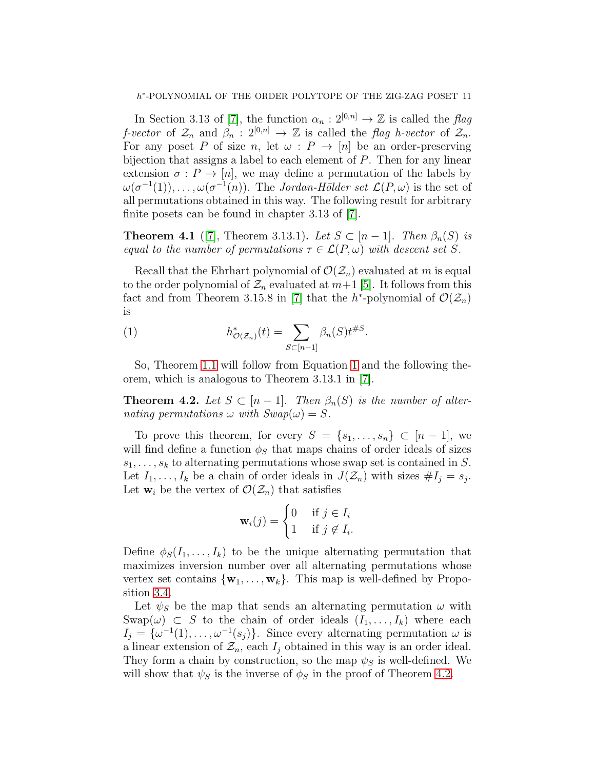In Section 3.13 of [7], the function $\alpha_n : 2^{[0,n]} \to \mathbb{Z}$ is called the *flag f-vector* of $\mathcal{Z}_n$ and $\beta_n : 2^{[0,n]} \to \mathbb{Z}$ is called the *flag h-vector* of $\mathcal{Z}_n$. For any poset $P$ of size $n$, let $\omega : P \to [n]$ be an order-preserving bijection that assigns a label to each element of $P$. Then for any linear extension $\sigma : P \to [n]$, we may define a permutation of the labels by $\omega(\sigma^{-1}(1)), \ldots, \omega(\sigma^{-1}(n))$. The *Jordan-Hölder set* $\mathcal{L}(P, \omega)$ is the set of all permutations obtained in this way. The following result for arbitrary finite posets can be found in chapter 3.13 of [7].

**Theorem 4.1** ([7], Theorem 3.13.1)**.** *Let $S \subset [n-1]$. Then $\beta_n(S)$ is equal to the number of permutations $\tau \in \mathcal{L}(P, \omega)$ with descent set $S$.*

Recall that the Ehrhart polynomial of $\mathcal{O}(\mathcal{Z}_n)$ evaluated at $m$ is equal to the order polynomial of $\mathcal{Z}_n$ evaluated at $m+1$ [5]. It follows from this fact and from Theorem 3.15.8 in [7] that the $h^*$-polynomial of $\mathcal{O}(\mathcal{Z}_n)$ is

$$h^*_{\mathcal{O}(\mathcal{Z}_n)}(t) = \sum_{S \subset [n-1]} \beta_n(S) t^{\#S}. \tag{1}$$

So, Theorem 1.1 will follow from Equation 1 and the following theorem, which is analogous to Theorem 3.13.1 in [7].

**Theorem 4.2.** *Let $S \subset [n-1]$. Then $\beta_n(S)$ is the number of alternating permutations $\omega$ with Swap$(\omega) = S$.*

To prove this theorem, for every $S = \{s_1, \ldots, s_n\} \subset [n-1]$, we will find define a function $\phi_S$ that maps chains of order ideals of sizes $s_1, \ldots, s_k$ to alternating permutations whose swap set is contained in $S$. Let $I_1, \ldots, I_k$ be a chain of order ideals in $J(\mathcal{Z}_n)$ with sizes $\#I_j = s_j$. Let $\mathbf{w}_i$ be the vertex of $\mathcal{O}(\mathcal{Z}_n)$ that satisfies

$$\mathbf{w}_i(j) = \begin{cases} 0 & \text{if } j \in I_i \\ 1 & \text{if } j \notin I_i. \end{cases}$$

Define $\phi_S(I_1, \ldots, I_k)$ to be the unique alternating permutation that maximizes inversion number over all alternating permutations whose vertex set contains $\{\mathbf{w}_1, \ldots, \mathbf{w}_k\}$. This map is well-defined by Proposition 3.4.

Let $\psi_S$ be the map that sends an alternating permutation $\omega$ with Swap$(\omega) \subset S$ to the chain of order ideals $(I_1, \ldots, I_k)$ where each $I_j = \{\omega^{-1}(1), \ldots, \omega^{-1}(s_j)\}$. Since every alternating permutation $\omega$ is a linear extension of $\mathcal{Z}_n$, each $I_j$ obtained in this way is an order ideal. They form a chain by construction, so the map $\psi_S$ is well-defined. We will show that $\psi_S$ is the inverse of $\phi_S$ in the proof of Theorem 4.2.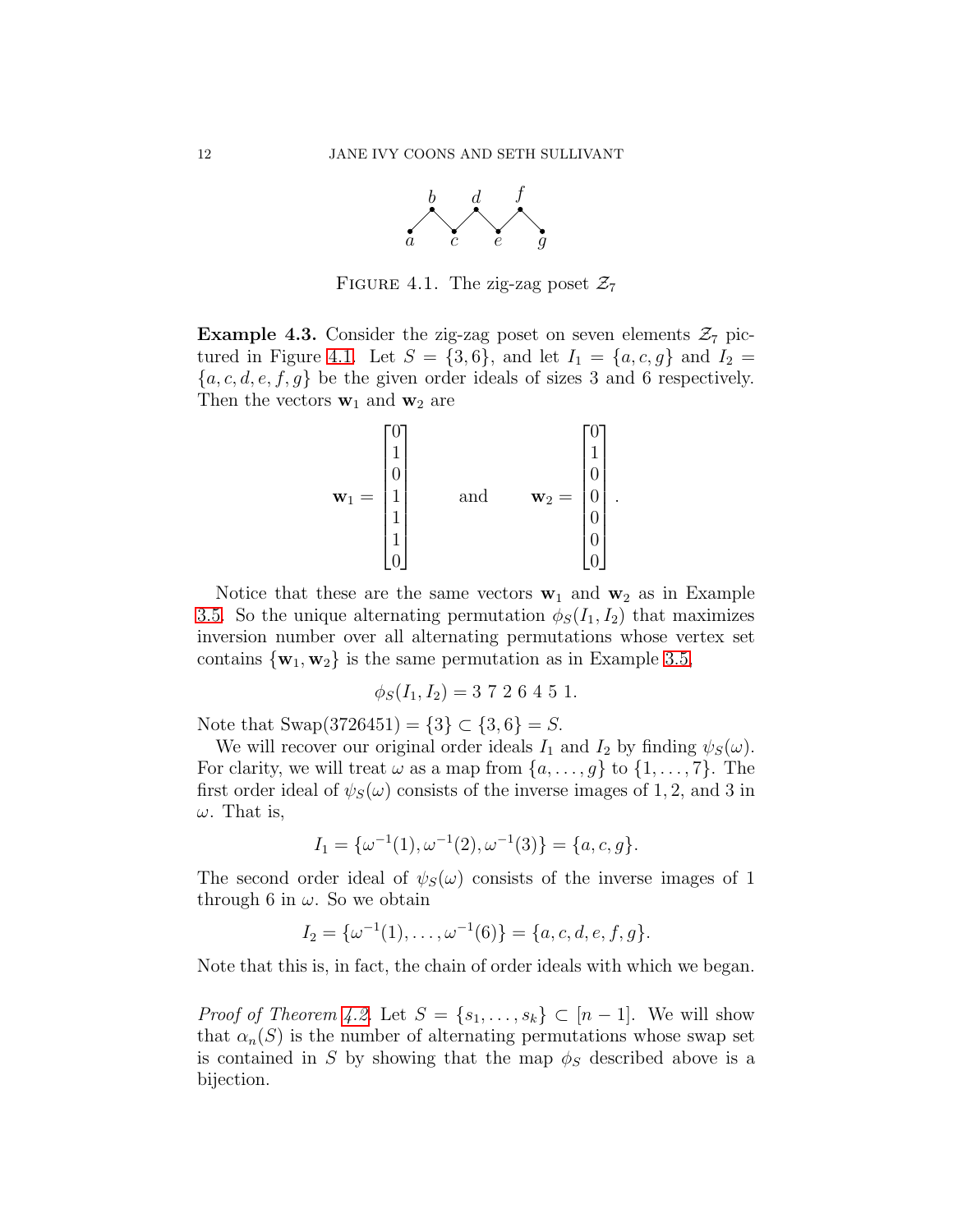FIGURE 4.1. The zig-zag poset $\mathcal{Z}_7$

**Example 4.3.** Consider the zig-zag poset on seven elements $\mathcal{Z}_7$ pictured in Figure 4.1. Let $S = \{3, 6\}$, and let $I_1 = \{a, c, g\}$ and $I_2 = \{a, c, d, e, f, g\}$ be the given order ideals of sizes 3 and 6 respectively. Then the vectors $\mathbf{w}_1$ and $\mathbf{w}_2$ are

$$\mathbf{w}_1 = \begin{bmatrix} 0 \\ 1 \\ 0 \\ 1 \\ 1 \\ 1 \\ 0 \end{bmatrix} \qquad \text{and} \qquad \mathbf{w}_2 = \begin{bmatrix} 0 \\ 1 \\ 0 \\ 0 \\ 0 \\ 0 \\ 0 \end{bmatrix}.$$

Notice that these are the same vectors $\mathbf{w}_1$ and $\mathbf{w}_2$ as in Example 3.5. So the unique alternating permutation $\phi_S(I_1, I_2)$ that maximizes inversion number over all alternating permutations whose vertex set contains $\{\mathbf{w}_1, \mathbf{w}_2\}$ is the same permutation as in Example 3.5,

$$\phi_S(I_1, I_2) = 3\ 7\ 2\ 6\ 4\ 5\ 1.$$

Note that $\text{Swap}(3726451) = \{3\} \subset \{3, 6\} = S$.

We will recover our original order ideals $I_1$ and $I_2$ by finding $\psi_S(\omega)$. For clarity, we will treat $\omega$ as a map from $\{a, \ldots, g\}$ to $\{1, \ldots, 7\}$. The first order ideal of $\psi_S(\omega)$ consists of the inverse images of $1, 2$, and $3$ in $\omega$. That is,

$$I_1 = \{\omega^{-1}(1), \omega^{-1}(2), \omega^{-1}(3)\} = \{a, c, g\}.$$

The second order ideal of $\psi_S(\omega)$ consists of the inverse images of 1 through 6 in $\omega$. So we obtain

$$I_2 = \{\omega^{-1}(1), \ldots, \omega^{-1}(6)\} = \{a, c, d, e, f, g\}.$$

Note that this is, in fact, the chain of order ideals with which we began.

*Proof of Theorem 4.2.* Let $S = \{s_1, \ldots, s_k\} \subset [n-1]$. We will show that $\alpha_n(S)$ is the number of alternating permutations whose swap set is contained in $S$ by showing that the map $\phi_S$ described above is a bijection.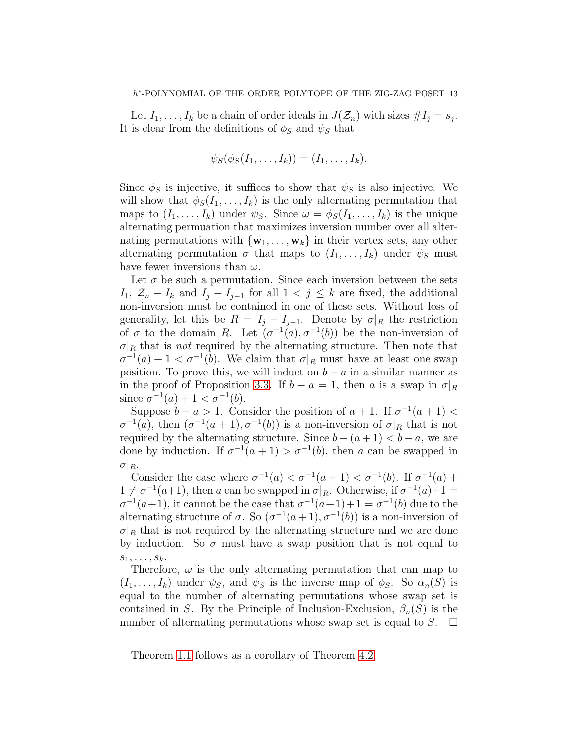Let $I_1, \ldots, I_k$ be a chain of order ideals in $J(\mathcal{Z}_n)$ with sizes $\#I_j = s_j$. It is clear from the definitions of $\phi_S$ and $\psi_S$ that

$$\psi_S(\phi_S(I_1, \ldots, I_k)) = (I_1, \ldots, I_k).$$

Since $\phi_S$ is injective, it suffices to show that $\psi_S$ is also injective. We will show that $\phi_S(I_1, \ldots, I_k)$ is the only alternating permutation that maps to $(I_1, \ldots, I_k)$ under $\psi_S$. Since $\omega = \phi_S(I_1, \ldots, I_k)$ is the unique alternating permuation that maximizes inversion number over all alternating permutations with $\{\mathbf{w}_1, \ldots, \mathbf{w}_k\}$ in their vertex sets, any other alternating permutation $\sigma$ that maps to $(I_1, \ldots, I_k)$ under $\psi_S$ must have fewer inversions than $\omega$.

Let $\sigma$ be such a permutation. Since each inversion between the sets $I_1$, $\mathcal{Z}_n - I_k$ and $I_j - I_{j-1}$ for all $1 < j \leq k$ are fixed, the additional non-inversion must be contained in one of these sets. Without loss of generality, let this be $R = I_j - I_{j-1}$. Denote by $\sigma|_R$ the restriction of $\sigma$ to the domain $R$. Let $(\sigma^{-1}(a), \sigma^{-1}(b))$ be the non-inversion of $\sigma|_R$ that is *not* required by the alternating structure. Then note that $\sigma^{-1}(a) + 1 < \sigma^{-1}(b)$. We claim that $\sigma|_R$ must have at least one swap position. To prove this, we will induct on $b - a$ in a similar manner as in the proof of Proposition 3.3. If $b - a = 1$, then $a$ is a swap in $\sigma|_R$ since $\sigma^{-1}(a) + 1 < \sigma^{-1}(b)$.

Suppose $b - a > 1$. Consider the position of $a + 1$. If $\sigma^{-1}(a + 1) < \sigma^{-1}(a)$, then $(\sigma^{-1}(a + 1), \sigma^{-1}(b))$ is a non-inversion of $\sigma|_R$ that is not required by the alternating structure. Since $b - (a + 1) < b - a$, we are done by induction. If $\sigma^{-1}(a + 1) > \sigma^{-1}(b)$, then $a$ can be swapped in $\sigma|_R$.

Consider the case where $\sigma^{-1}(a) < \sigma^{-1}(a + 1) < \sigma^{-1}(b)$. If $\sigma^{-1}(a) + 1 \neq \sigma^{-1}(a+1)$, then $a$ can be swapped in $\sigma|_R$. Otherwise, if $\sigma^{-1}(a)+1 = \sigma^{-1}(a+1)$, it cannot be the case that $\sigma^{-1}(a+1)+1 = \sigma^{-1}(b)$ due to the alternating structure of $\sigma$. So $(\sigma^{-1}(a + 1), \sigma^{-1}(b))$ is a non-inversion of $\sigma|_R$ that is not required by the alternating structure and we are done by induction. So $\sigma$ must have a swap position that is not equal to $s_1, \ldots, s_k$.

Therefore, $\omega$ is the only alternating permutation that can map to $(I_1, \ldots, I_k)$ under $\psi_S$, and $\psi_S$ is the inverse map of $\phi_S$. So $\alpha_n(S)$ is equal to the number of alternating permutations whose swap set is contained in $S$. By the Principle of Inclusion-Exclusion, $\beta_n(S)$ is the number of alternating permutations whose swap set is equal to $S$. $\square$

Theorem 1.1 follows as a corollary of Theorem 4.2.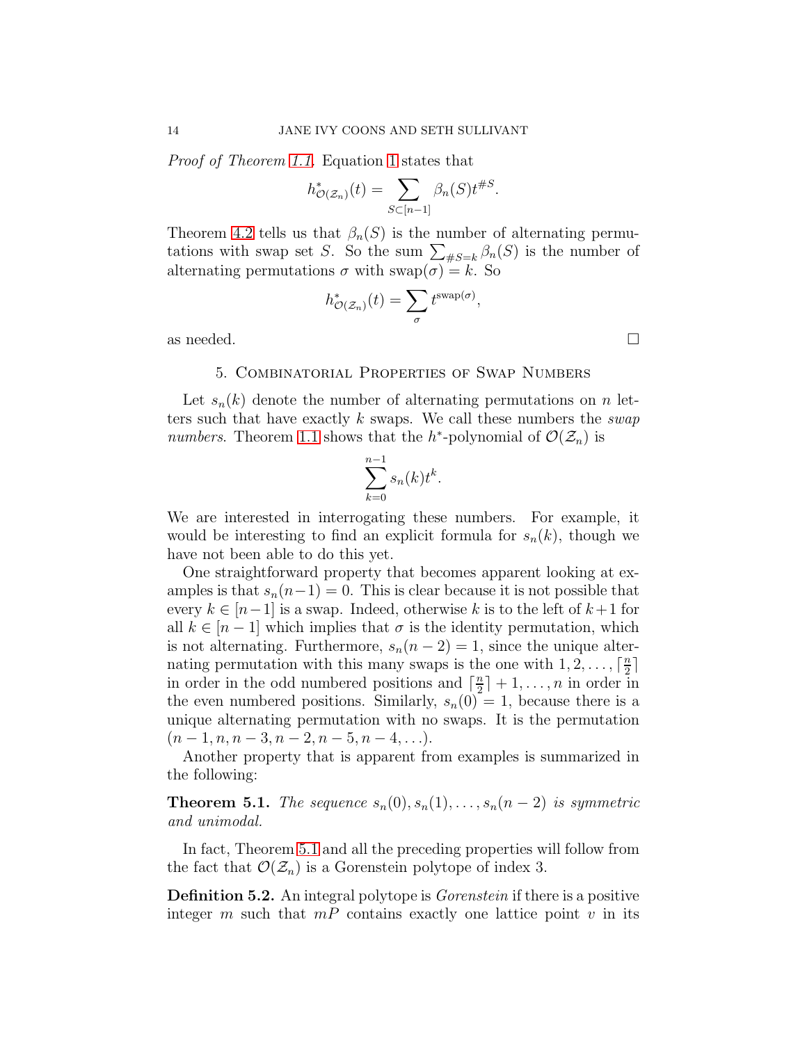*Proof of Theorem 1.1.* Equation 1 states that

$$h^*_{\mathcal{O}(\mathcal{Z}_n)}(t) = \sum_{S \subset [n-1]} \beta_n(S) t^{\#S}.$$

Theorem 4.2 tells us that $\beta_n(S)$ is the number of alternating permutations with swap set $S$. So the sum $\sum_{\#S=k} \beta_n(S)$ is the number of alternating permutations $\sigma$ with $\text{swap}(\sigma) = k$. So

$$h^*_{\mathcal{O}(\mathcal{Z}_n)}(t) = \sum_{\sigma} t^{\text{swap}(\sigma)},$$

as needed. □

## 5. Combinatorial Properties of Swap Numbers

Let $s_n(k)$ denote the number of alternating permutations on $n$ letters such that have exactly $k$ swaps. We call these numbers the *swap numbers*. Theorem 1.1 shows that the $h^*$-polynomial of $\mathcal{O}(\mathcal{Z}_n)$ is

$$\sum_{k=0}^{n-1} s_n(k) t^k.$$

We are interested in interrogating these numbers. For example, it would be interesting to find an explicit formula for $s_n(k)$, though we have not been able to do this yet.

One straightforward property that becomes apparent looking at examples is that $s_n(n-1) = 0$. This is clear because it is not possible that every $k \in [n-1]$ is a swap. Indeed, otherwise $k$ is to the left of $k+1$ for all $k \in [n-1]$ which implies that $\sigma$ is the identity permutation, which is not alternating. Furthermore, $s_n(n-2) = 1$, since the unique alternating permutation with this many swaps is the one with $1, 2, \ldots, \lceil \frac{n}{2} \rceil$ in order in the odd numbered positions and $\lceil \frac{n}{2} \rceil + 1, \ldots, n$ in order in the even numbered positions. Similarly, $s_n(0) = 1$, because there is a unique alternating permutation with no swaps. It is the permutation $(n-1, n, n-3, n-2, n-5, n-4, \ldots)$.

Another property that is apparent from examples is summarized in the following:

**Theorem 5.1.** *The sequence $s_n(0), s_n(1), \ldots, s_n(n-2)$ is symmetric and unimodal.*

In fact, Theorem 5.1 and all the preceding properties will follow from the fact that $\mathcal{O}(\mathcal{Z}_n)$ is a Gorenstein polytope of index 3.

**Definition 5.2.** An integral polytope is *Gorenstein* if there is a positive integer $m$ such that $mP$ contains exactly one lattice point $v$ in its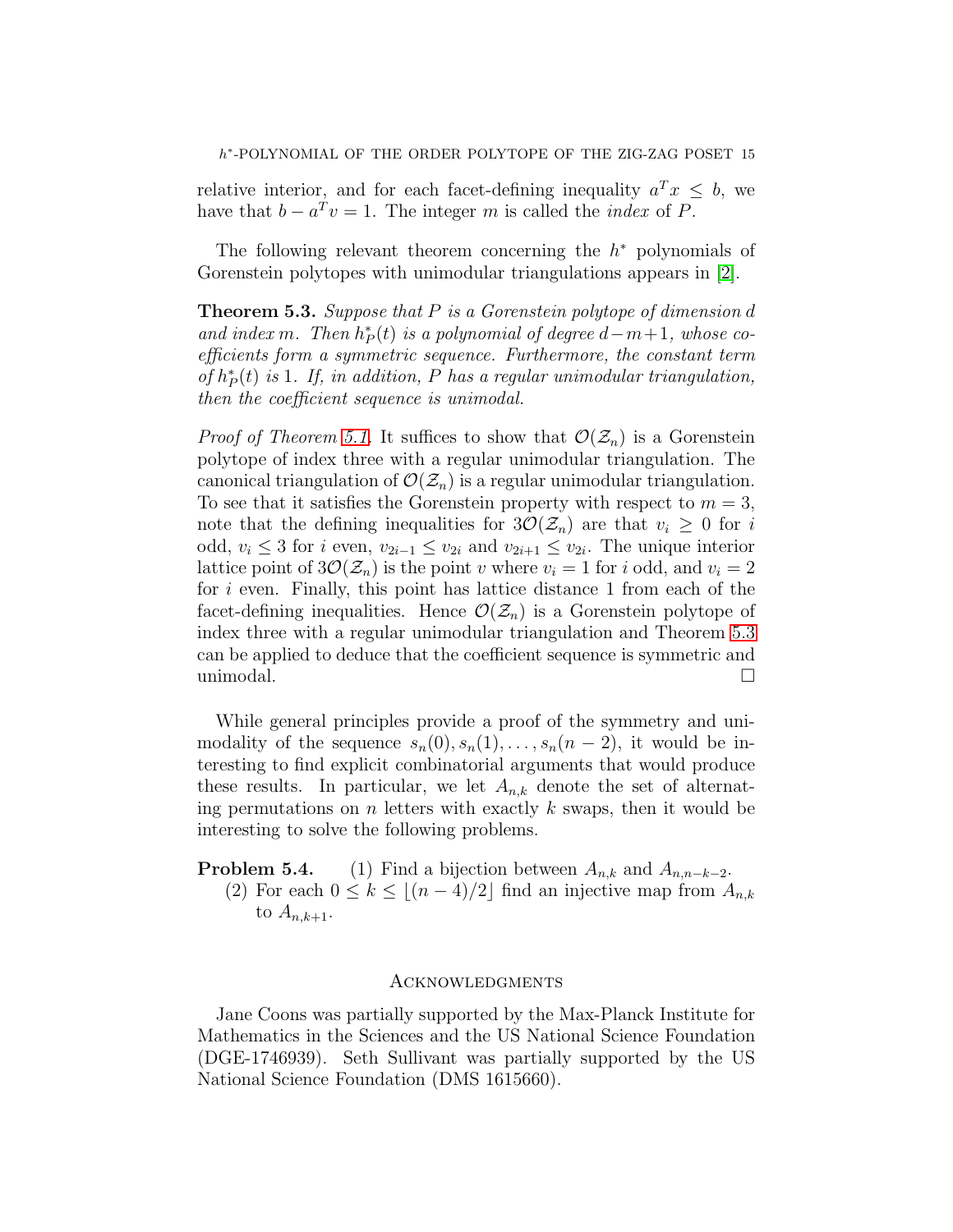relative interior, and for each facet-defining inequality $a^T x \leq b$, we have that $b - a^T v = 1$. The integer $m$ is called the *index* of $P$.

The following relevant theorem concerning the $h^*$ polynomials of Gorenstein polytopes with unimodular triangulations appears in [2].

**Theorem 5.3.** *Suppose that $P$ is a Gorenstein polytope of dimension $d$ and index $m$. Then $h^*_P(t)$ is a polynomial of degree $d-m+1$, whose coefficients form a symmetric sequence. Furthermore, the constant term of $h^*_P(t)$ is 1. If, in addition, $P$ has a regular unimodular triangulation, then the coefficient sequence is unimodal.*

*Proof of Theorem 5.1.* It suffices to show that $\mathcal{O}(\mathcal{Z}_n)$ is a Gorenstein polytope of index three with a regular unimodular triangulation. The canonical triangulation of $\mathcal{O}(\mathcal{Z}_n)$ is a regular unimodular triangulation. To see that it satisfies the Gorenstein property with respect to $m = 3$, note that the defining inequalities for $3\mathcal{O}(\mathcal{Z}_n)$ are that $v_i \geq 0$ for $i$ odd, $v_i \leq 3$ for $i$ even, $v_{2i-1} \leq v_{2i}$ and $v_{2i+1} \leq v_{2i}$. The unique interior lattice point of $3\mathcal{O}(\mathcal{Z}_n)$ is the point $v$ where $v_i = 1$ for $i$ odd, and $v_i = 2$ for $i$ even. Finally, this point has lattice distance 1 from each of the facet-defining inequalities. Hence $\mathcal{O}(\mathcal{Z}_n)$ is a Gorenstein polytope of index three with a regular unimodular triangulation and Theorem 5.3 can be applied to deduce that the coefficient sequence is symmetric and unimodal. □

While general principles provide a proof of the symmetry and unimodality of the sequence $s_n(0), s_n(1), \ldots, s_n(n-2)$, it would be interesting to find explicit combinatorial arguments that would produce these results. In particular, we let $A_{n,k}$ denote the set of alternating permutations on $n$ letters with exactly $k$ swaps, then it would be interesting to solve the following problems.

**Problem 5.4.**
1. Find a bijection between $A_{n,k}$ and $A_{n,n-k-2}$.
2. For each $0 \leq k \leq \lfloor (n-4)/2 \rfloor$ find an injective map from $A_{n,k}$ to $A_{n,k+1}$.

## Acknowledgments

Jane Coons was partially supported by the Max-Planck Institute for Mathematics in the Sciences and the US National Science Foundation (DGE-1746939). Seth Sullivant was partially supported by the US National Science Foundation (DMS 1615660).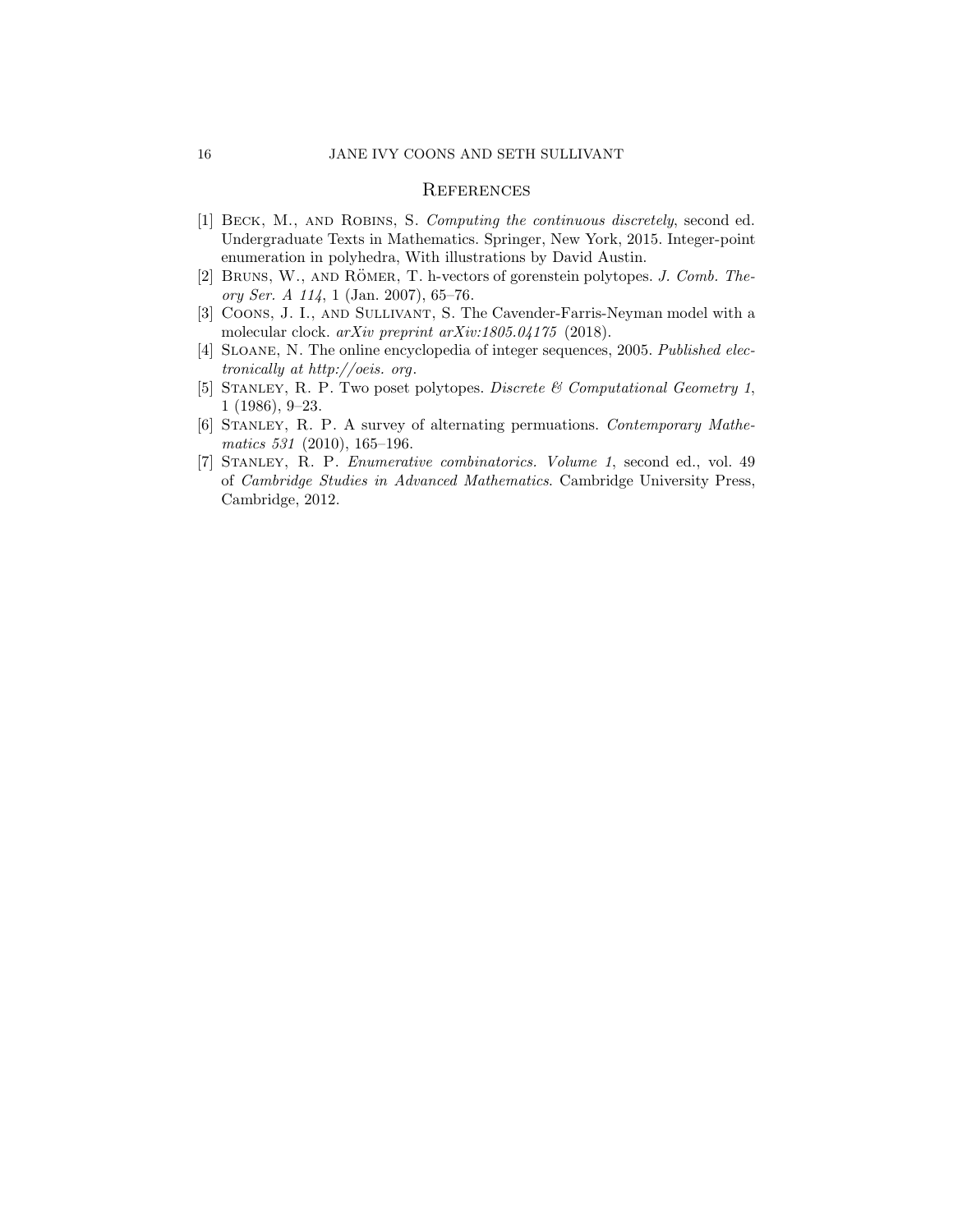## References

[1] Beck, M., and Robins, S. *Computing the continuous discretely*, second ed. Undergraduate Texts in Mathematics. Springer, New York, 2015. Integer-point enumeration in polyhedra, With illustrations by David Austin.

[2] Bruns, W., and Römer, T. h-vectors of gorenstein polytopes. *J. Comb. Theory Ser. A 114*, 1 (Jan. 2007), 65–76.

[3] Coons, J. I., and Sullivant, S. The Cavender-Farris-Neyman model with a molecular clock. *arXiv preprint arXiv:1805.04175* (2018).

[4] Sloane, N. The online encyclopedia of integer sequences, 2005. *Published electronically at http://oeis. org*.

[5] Stanley, R. P. Two poset polytopes. *Discrete & Computational Geometry 1*, 1 (1986), 9–23.

[6] Stanley, R. P. A survey of alternating permuations. *Contemporary Mathematics 531* (2010), 165–196.

[7] Stanley, R. P. *Enumerative combinatorics. Volume 1*, second ed., vol. 49 of *Cambridge Studies in Advanced Mathematics*. Cambridge University Press, Cambridge, 2012.